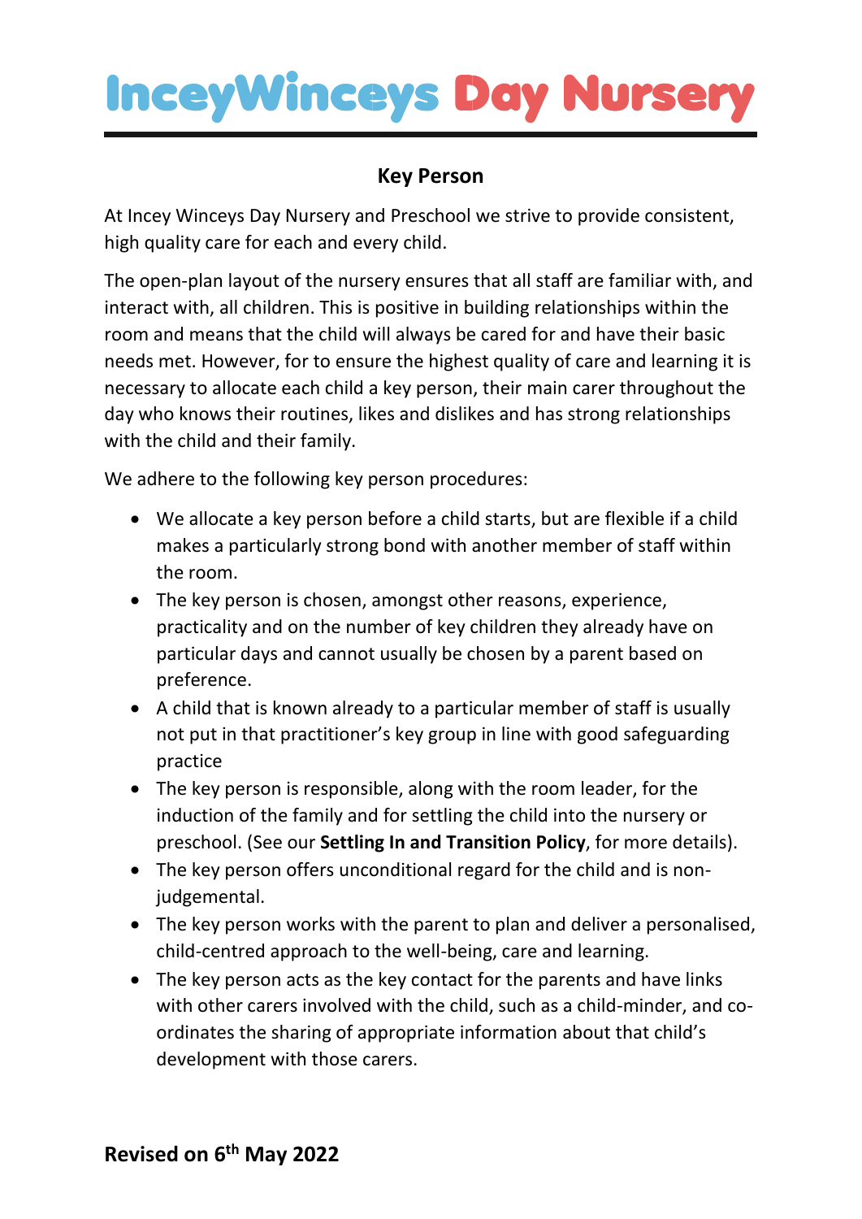# InceyWinceys Day Nursery

## Key Person

At Incey Winceys Day Nursery and Preschool we strive to provide consistent, high quality care for each and every child.

The open-plan layout of the nursery ensures that all staff are familiar with, and interact with, all children. This is positive in building relationships within the room and means that the child will always be cared for and have their basic needs met. However, for to ensure the highest quality of care and learning it is necessary to allocate each child a key person, their main carer throughout the day who knows their routines, likes and dislikes and has strong relationships with the child and their family.

We adhere to the following key person procedures:

- We allocate a key person before a child starts, but are flexible if a child makes a particularly strong bond with another member of staff within the room.
- The key person is chosen, amongst other reasons, experience, practicality and on the number of key children they already have on particular days and cannot usually be chosen by a parent based on preference.
- A child that is known already to a particular member of staff is usually not put in that practitioner's key group in line with good safeguarding practice
- The key person is responsible, along with the room leader, for the induction of the family and for settling the child into the nursery or preschool. (See our **Settling In and Transition Policy**, for more details).
- The key person offers unconditional regard for the child and is non-judgemental.
- The key person works with the parent to plan and deliver a personalised, child-centred approach to the well-being, care and learning.
- The key person acts as the key contact for the parents and have links with other carers involved with the child, such as a child-minder, and co-ordinates the sharing of appropriate information about that child's development with those carers.

**Revised on 6th May 2022**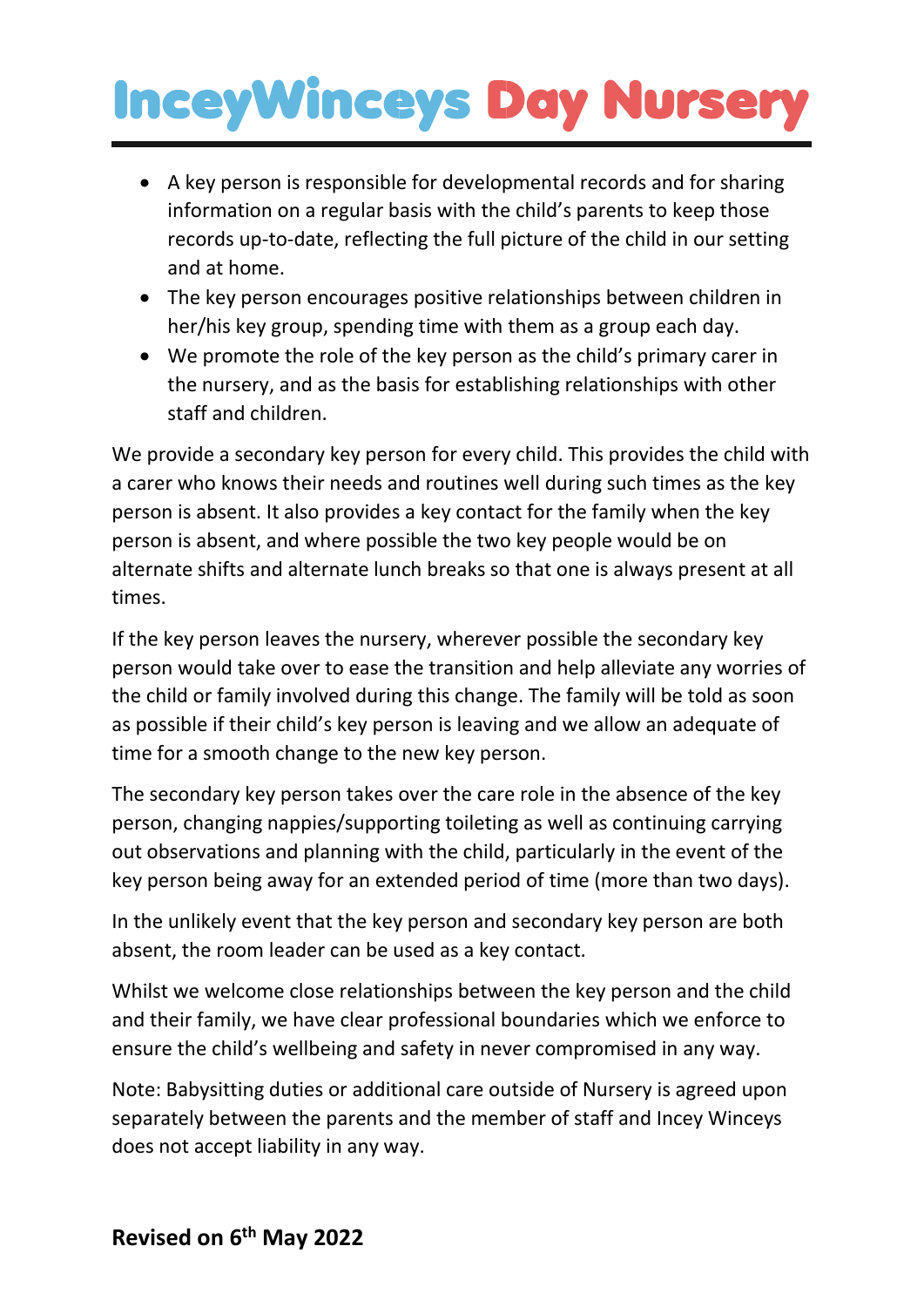- A key person is responsible for developmental records and for sharing information on a regular basis with the child's parents to keep those records up-to-date, reflecting the full picture of the child in our setting and at home.
- The key person encourages positive relationships between children in her/his key group, spending time with them as a group each day.
- We promote the role of the key person as the child's primary carer in the nursery, and as the basis for establishing relationships with other staff and children.

We provide a secondary key person for every child. This provides the child with a carer who knows their needs and routines well during such times as the key person is absent. It also provides a key contact for the family when the key person is absent, and where possible the two key people would be on alternate shifts and alternate lunch breaks so that one is always present at all times.

If the key person leaves the nursery, wherever possible the secondary key person would take over to ease the transition and help alleviate any worries of the child or family involved during this change. The family will be told as soon as possible if their child's key person is leaving and we allow an adequate of time for a smooth change to the new key person.

The secondary key person takes over the care role in the absence of the key person, changing nappies/supporting toileting as well as continuing carrying out observations and planning with the child, particularly in the event of the key person being away for an extended period of time (more than two days).

In the unlikely event that the key person and secondary key person are both absent, the room leader can be used as a key contact.

Whilst we welcome close relationships between the key person and the child and their family, we have clear professional boundaries which we enforce to ensure the child's wellbeing and safety in never compromised in any way.

Note: Babysitting duties or additional care outside of Nursery is agreed upon separately between the parents and the member of staff and Incey Winceys does not accept liability in any way.

**Revised on 6th May 2022**